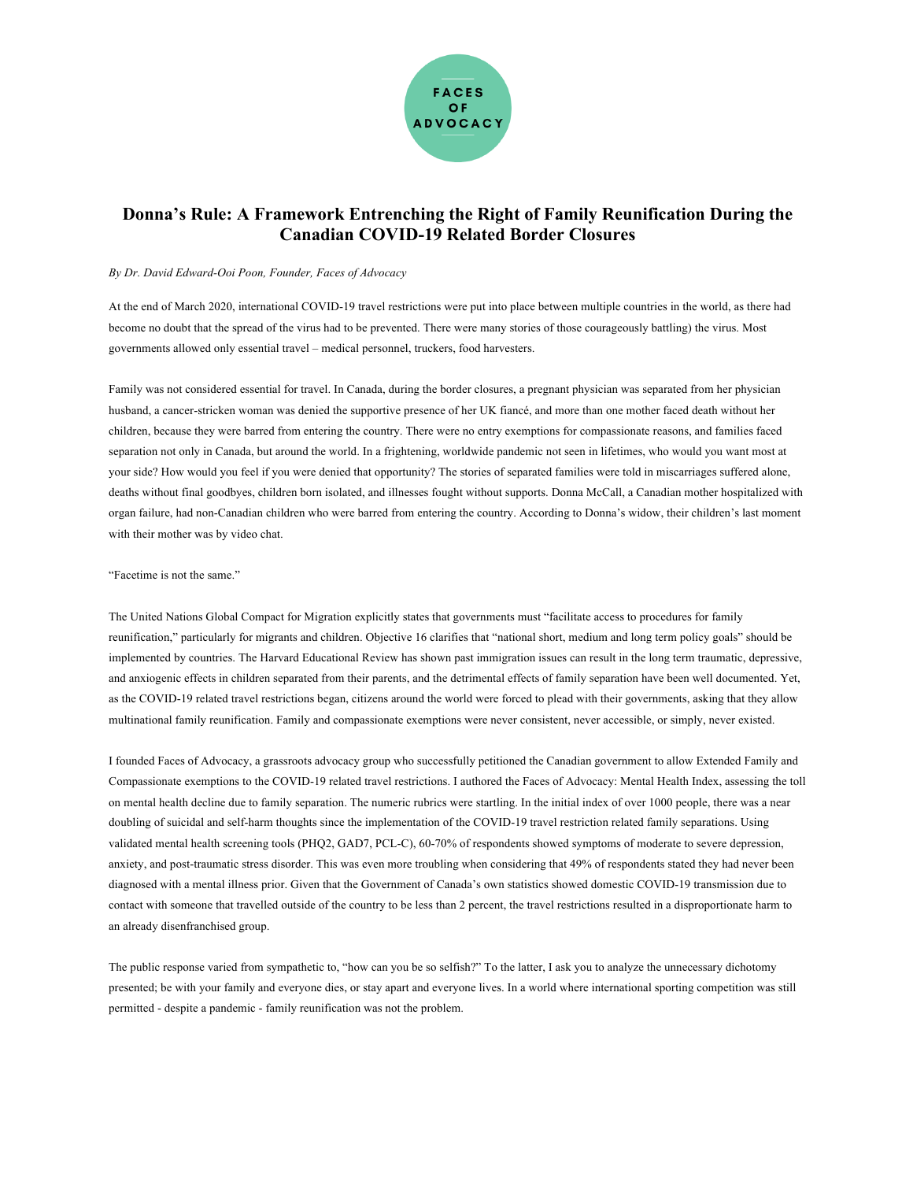FACES OF ADVOCACY

# Donna's Rule: A Framework Entrenching the Right of Family Reunification During the Canadian COVID-19 Related Border Closures

*By Dr. David Edward-Ooi Poon, Founder, Faces of Advocacy*

At the end of March 2020, international COVID-19 travel restrictions were put into place between multiple countries in the world, as there had become no doubt that the spread of the virus had to be prevented. There were many stories of those courageously battling) the virus. Most governments allowed only essential travel – medical personnel, truckers, food harvesters.

Family was not considered essential for travel. In Canada, during the border closures, a pregnant physician was separated from her physician husband, a cancer-stricken woman was denied the supportive presence of her UK fiancé, and more than one mother faced death without her children, because they were barred from entering the country. There were no entry exemptions for compassionate reasons, and families faced separation not only in Canada, but around the world. In a frightening, worldwide pandemic not seen in lifetimes, who would you want most at your side? How would you feel if you were denied that opportunity? The stories of separated families were told in miscarriages suffered alone, deaths without final goodbyes, children born isolated, and illnesses fought without supports. Donna McCall, a Canadian mother hospitalized with organ failure, had non-Canadian children who were barred from entering the country. According to Donna's widow, their children's last moment with their mother was by video chat.

"Facetime is not the same."

The United Nations Global Compact for Migration explicitly states that governments must "facilitate access to procedures for family reunification," particularly for migrants and children. Objective 16 clarifies that "national short, medium and long term policy goals" should be implemented by countries. The Harvard Educational Review has shown past immigration issues can result in the long term traumatic, depressive, and anxiogenic effects in children separated from their parents, and the detrimental effects of family separation have been well documented. Yet, as the COVID-19 related travel restrictions began, citizens around the world were forced to plead with their governments, asking that they allow multinational family reunification. Family and compassionate exemptions were never consistent, never accessible, or simply, never existed.

I founded Faces of Advocacy, a grassroots advocacy group who successfully petitioned the Canadian government to allow Extended Family and Compassionate exemptions to the COVID-19 related travel restrictions. I authored the Faces of Advocacy: Mental Health Index, assessing the toll on mental health decline due to family separation. The numeric rubrics were startling. In the initial index of over 1000 people, there was a near doubling of suicidal and self-harm thoughts since the implementation of the COVID-19 travel restriction related family separations. Using validated mental health screening tools (PHQ2, GAD7, PCL-C), 60-70% of respondents showed symptoms of moderate to severe depression, anxiety, and post-traumatic stress disorder. This was even more troubling when considering that 49% of respondents stated they had never been diagnosed with a mental illness prior. Given that the Government of Canada's own statistics showed domestic COVID-19 transmission due to contact with someone that travelled outside of the country to be less than 2 percent, the travel restrictions resulted in a disproportionate harm to an already disenfranchised group.

The public response varied from sympathetic to, "how can you be so selfish?" To the latter, I ask you to analyze the unnecessary dichotomy presented; be with your family and everyone dies, or stay apart and everyone lives. In a world where international sporting competition was still permitted - despite a pandemic - family reunification was not the problem.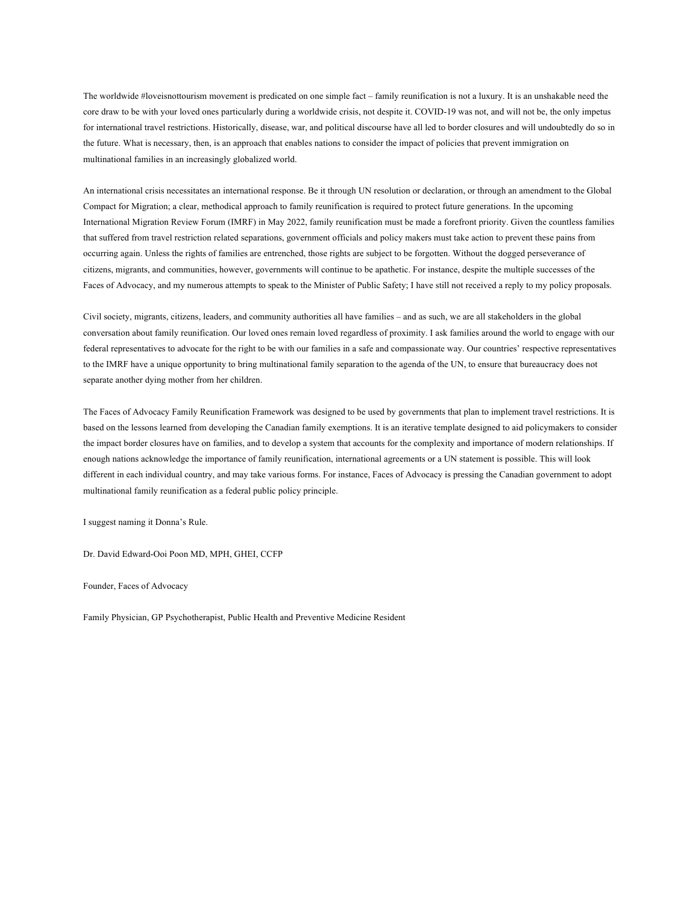The worldwide #loveisnottourism movement is predicated on one simple fact – family reunification is not a luxury. It is an unshakable need the core draw to be with your loved ones particularly during a worldwide crisis, not despite it. COVID-19 was not, and will not be, the only impetus for international travel restrictions. Historically, disease, war, and political discourse have all led to border closures and will undoubtedly do so in the future. What is necessary, then, is an approach that enables nations to consider the impact of policies that prevent immigration on multinational families in an increasingly globalized world.

An international crisis necessitates an international response. Be it through UN resolution or declaration, or through an amendment to the Global Compact for Migration; a clear, methodical approach to family reunification is required to protect future generations. In the upcoming International Migration Review Forum (IMRF) in May 2022, family reunification must be made a forefront priority. Given the countless families that suffered from travel restriction related separations, government officials and policy makers must take action to prevent these pains from occurring again. Unless the rights of families are entrenched, those rights are subject to be forgotten. Without the dogged perseverance of citizens, migrants, and communities, however, governments will continue to be apathetic. For instance, despite the multiple successes of the Faces of Advocacy, and my numerous attempts to speak to the Minister of Public Safety; I have still not received a reply to my policy proposals.

Civil society, migrants, citizens, leaders, and community authorities all have families – and as such, we are all stakeholders in the global conversation about family reunification. Our loved ones remain loved regardless of proximity. I ask families around the world to engage with our federal representatives to advocate for the right to be with our families in a safe and compassionate way. Our countries' respective representatives to the IMRF have a unique opportunity to bring multinational family separation to the agenda of the UN, to ensure that bureaucracy does not separate another dying mother from her children.

The Faces of Advocacy Family Reunification Framework was designed to be used by governments that plan to implement travel restrictions. It is based on the lessons learned from developing the Canadian family exemptions. It is an iterative template designed to aid policymakers to consider the impact border closures have on families, and to develop a system that accounts for the complexity and importance of modern relationships. If enough nations acknowledge the importance of family reunification, international agreements or a UN statement is possible. This will look different in each individual country, and may take various forms. For instance, Faces of Advocacy is pressing the Canadian government to adopt multinational family reunification as a federal public policy principle.

I suggest naming it Donna's Rule.

Dr. David Edward-Ooi Poon MD, MPH, GHEI, CCFP

Founder, Faces of Advocacy

Family Physician, GP Psychotherapist, Public Health and Preventive Medicine Resident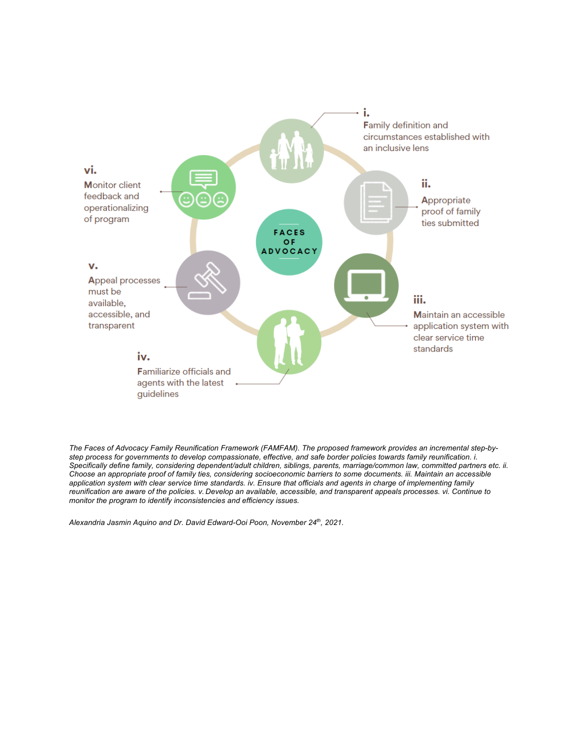FACES OF ADVOCACY

**i.** Family definition and circumstances established with an inclusive lens

**ii.** Appropriate proof of family ties submitted

**iii.** Maintain an accessible application system with clear service time standards

**iv.** Familiarize officials and agents with the latest guidelines

**v.** Appeal processes must be available, accessible, and transparent

**vi.** Monitor client feedback and operationalizing of program

*The Faces of Advocacy Family Reunification Framework (FAMFAM). The proposed framework provides an incremental step-by-step process for governments to develop compassionate, effective, and safe border policies towards family reunification. i. Specifically define family, considering dependent/adult children, siblings, parents, marriage/common law, committed partners etc. ii. Choose an appropriate proof of family ties, considering socioeconomic barriers to some documents. iii. Maintain an accessible application system with clear service time standards. iv. Ensure that officials and agents in charge of implementing family reunification are aware of the policies. v. Develop an available, accessible, and transparent appeals processes. vi. Continue to monitor the program to identify inconsistencies and efficiency issues.*

*Alexandria Jasmin Aquino and Dr. David Edward-Ooi Poon, November 24th, 2021.*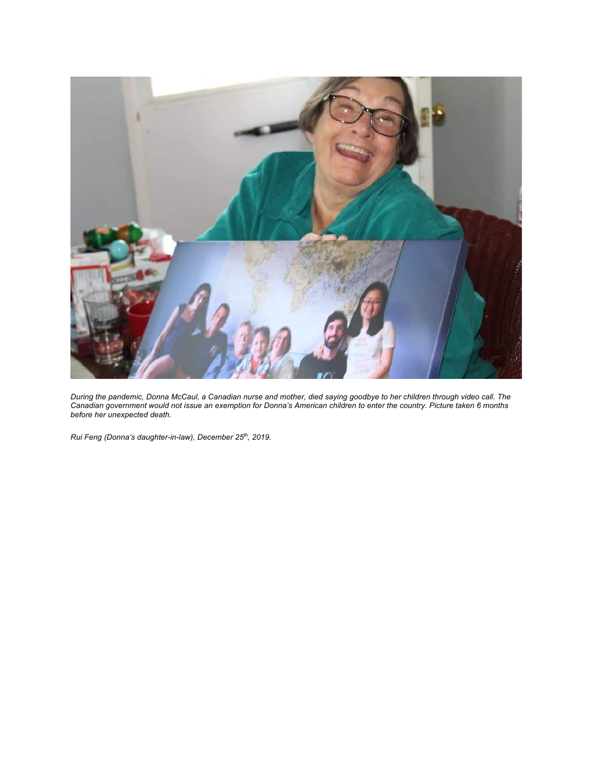*During the pandemic, Donna McCaul, a Canadian nurse and mother, died saying goodbye to her children through video call. The Canadian government would not issue an exemption for Donna's American children to enter the country. Picture taken 6 months before her unexpected death.*

*Rui Feng (Donna's daughter-in-law), December 25th, 2019.*